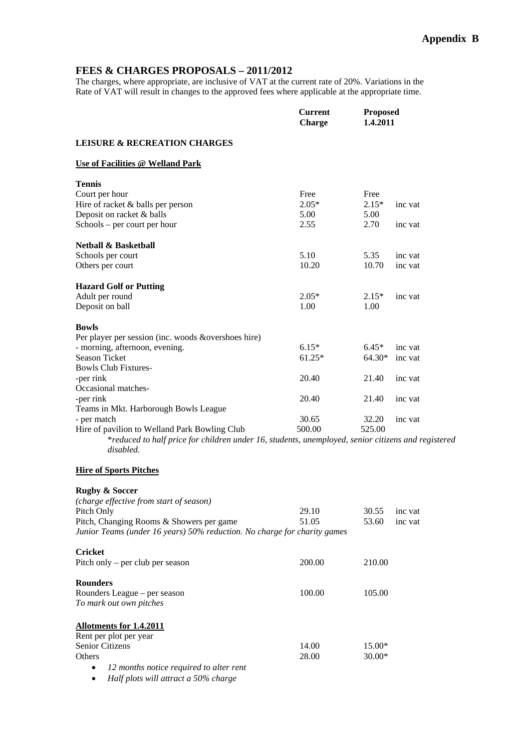**Appendix B**

## FEES & CHARGES PROPOSALS – 2011/2012

The charges, where appropriate, are inclusive of VAT at the current rate of 20%. Variations in the Rate of VAT will result in changes to the approved fees where applicable at the appropriate time.

| | Current Charge | Proposed 1.4.2011 | |
|---|---|---|---|
| **LEISURE & RECREATION CHARGES** | | | |
| **Use of Facilities @ Welland Park** | | | |
| **Tennis** | | | |
| Court per hour | Free | Free | |
| Hire of racket & balls per person | 2.05* | 2.15* | inc vat |
| Deposit on racket & balls | 5.00 | 5.00 | |
| Schools – per court per hour | 2.55 | 2.70 | inc vat |
| **Netball & Basketball** | | | |
| Schools per court | 5.10 | 5.35 | inc vat |
| Others per court | 10.20 | 10.70 | inc vat |
| **Hazard Golf or Putting** | | | |
| Adult per round | 2.05* | 2.15* | inc vat |
| Deposit on ball | 1.00 | 1.00 | |
| **Bowls** | | | |
| Per player per session (inc. woods &overshoes hire) | | | |
| - morning, afternoon, evening. | 6.15* | 6.45* | inc vat |
| Season Ticket | 61.25* | 64.30* | inc vat |
| Bowls Club Fixtures- | | | |
| -per rink | 20.40 | 21.40 | inc vat |
| Occasional matches- | | | |
| -per rink | 20.40 | 21.40 | inc vat |
| Teams in Mkt. Harborough Bowls League | | | |
| - per match | 30.65 | 32.20 | inc vat |
| Hire of pavilion to Welland Park Bowling Club | 500.00 | 525.00 | |

*\*reduced to half price for children under 16, students, unemployed, senior citizens and registered disabled.*

### Hire of Sports Pitches

| | Current Charge | Proposed 1.4.2011 | |
|---|---|---|---|
| **Rugby & Soccer** | | | |
| *(charge effective from start of season)* | | | |
| Pitch Only | 29.10 | 30.55 | inc vat |
| Pitch, Changing Rooms & Showers per game | 51.05 | 53.60 | inc vat |
| *Junior Teams (under 16 years) 50% reduction. No charge for charity games* | | | |
| **Cricket** | | | |
| Pitch only – per club per season | 200.00 | 210.00 | |
| **Rounders** | | | |
| Rounders League – per season | 100.00 | 105.00 | |
| *To mark out own pitches* | | | |

### Allotments for 1.4.2011

| | Current Charge | Proposed 1.4.2011 |
|---|---|---|
| Rent per plot per year | | |
| Senior Citizens | 14.00 | 15.00* |
| Others | 28.00 | 30.00* |

- *12 months notice required to alter rent*
- *Half plots will attract a 50% charge*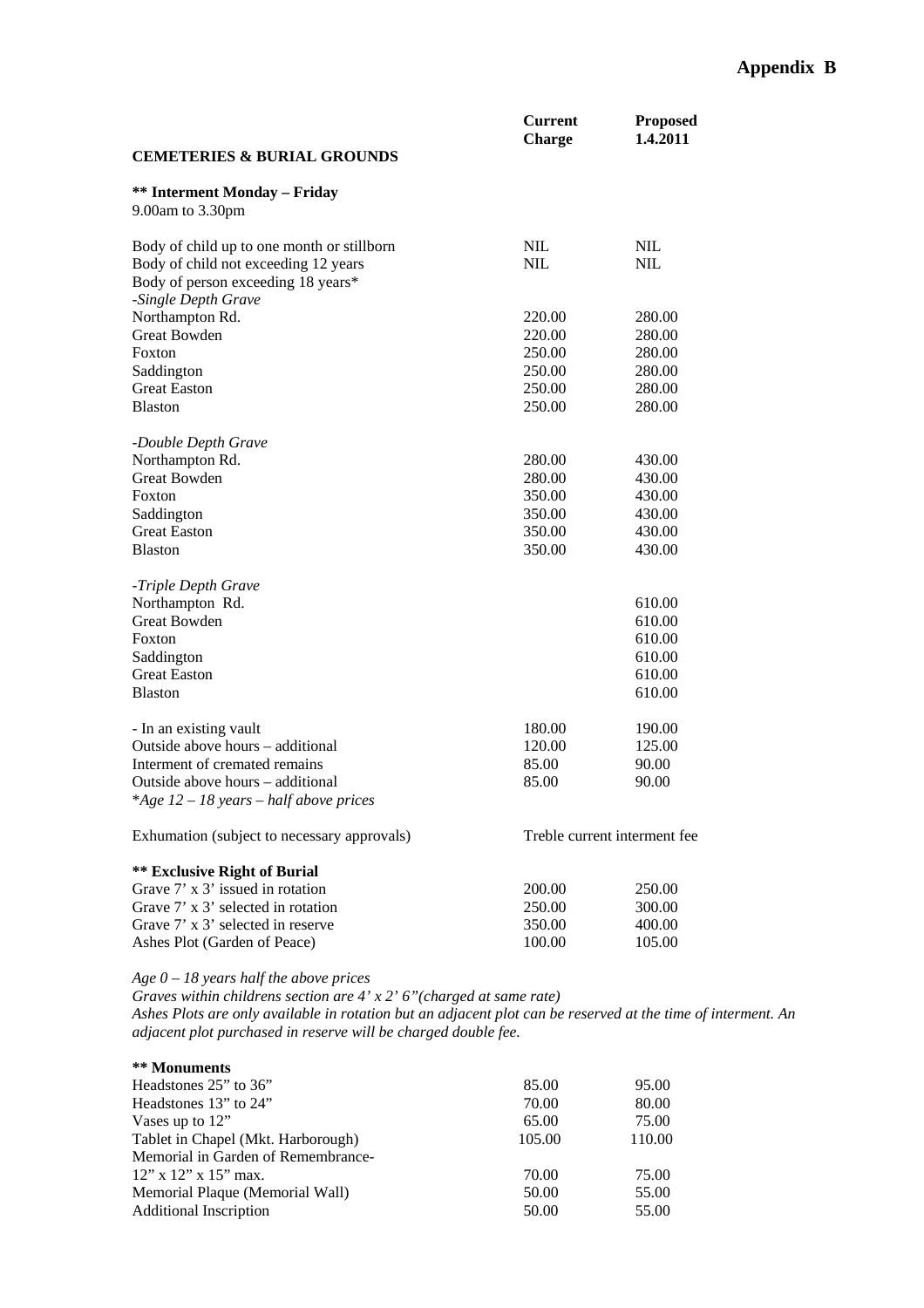# Appendix B

| CEMETERIES & BURIAL GROUNDS | Current Charge | Proposed 1.4.2011 |
|---|---|---|
| **\*\* Interment Monday – Friday** | | |
| 9.00am to 3.30pm | | |
| Body of child up to one month or stillborn | NIL | NIL |
| Body of child not exceeding 12 years | NIL | NIL |
| Body of person exceeding 18 years* | | |
| *-Single Depth Grave* | | |
| Northampton Rd. | 220.00 | 280.00 |
| Great Bowden | 220.00 | 280.00 |
| Foxton | 250.00 | 280.00 |
| Saddington | 250.00 | 280.00 |
| Great Easton | 250.00 | 280.00 |
| Blaston | 250.00 | 280.00 |
| *-Double Depth Grave* | | |
| Northampton Rd. | 280.00 | 430.00 |
| Great Bowden | 280.00 | 430.00 |
| Foxton | 350.00 | 430.00 |
| Saddington | 350.00 | 430.00 |
| Great Easton | 350.00 | 430.00 |
| Blaston | 350.00 | 430.00 |
| *-Triple Depth Grave* | | |
| Northampton Rd. | | 610.00 |
| Great Bowden | | 610.00 |
| Foxton | | 610.00 |
| Saddington | | 610.00 |
| Great Easton | | 610.00 |
| Blaston | | 610.00 |
| - In an existing vault | 180.00 | 190.00 |
| Outside above hours – additional | 120.00 | 125.00 |
| Interment of cremated remains | 85.00 | 90.00 |
| Outside above hours – additional | 85.00 | 90.00 |
| *\*Age 12 – 18 years – half above prices* | | |
| Exhumation (subject to necessary approvals) | Treble current interment fee | |
| **\*\* Exclusive Right of Burial** | | |
| Grave 7' x 3' issued in rotation | 200.00 | 250.00 |
| Grave 7' x 3' selected in rotation | 250.00 | 300.00 |
| Grave 7' x 3' selected in reserve | 350.00 | 400.00 |
| Ashes Plot (Garden of Peace) | 100.00 | 105.00 |

*Age 0 – 18 years half the above prices*
*Graves within childrens section are 4' x 2' 6"(charged at same rate)*
*Ashes Plots are only available in rotation but an adjacent plot can be reserved at the time of interment. An adjacent plot purchased in reserve will be charged double fee.*

| **\*\* Monuments** | | |
|---|---|---|
| Headstones 25" to 36" | 85.00 | 95.00 |
| Headstones 13" to 24" | 70.00 | 80.00 |
| Vases up to 12" | 65.00 | 75.00 |
| Tablet in Chapel (Mkt. Harborough) | 105.00 | 110.00 |
| Memorial in Garden of Remembrance- 12" x 12" x 15" max. | 70.00 | 75.00 |
| Memorial Plaque (Memorial Wall) | 50.00 | 55.00 |
| Additional Inscription | 50.00 | 55.00 |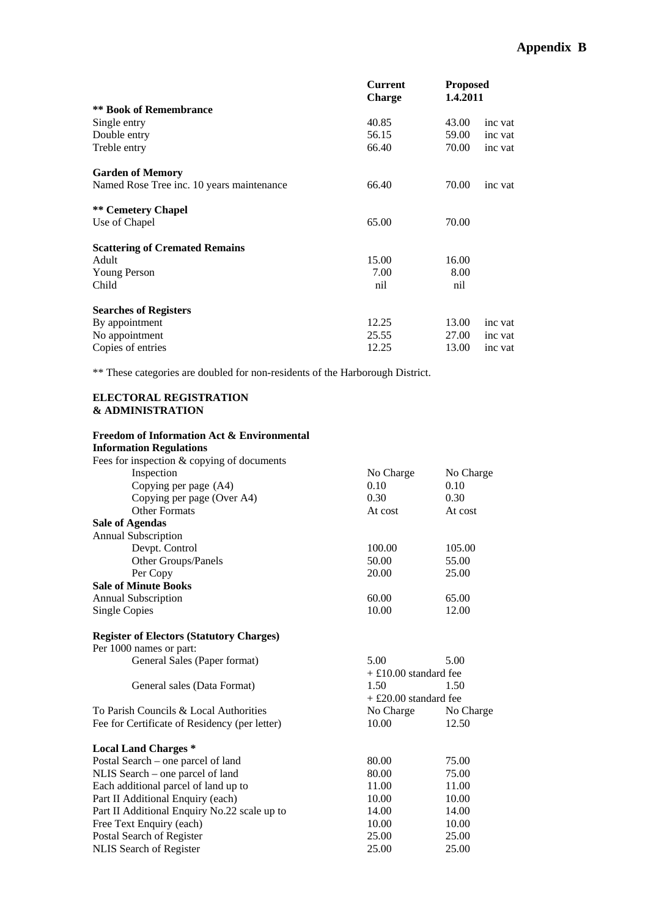# Appendix B

| | Current Charge | Proposed 1.4.2011 | |
|---|---|---|---|
| **\*\* Book of Remembrance** | | | |
| Single entry | 40.85 | 43.00 | inc vat |
| Double entry | 56.15 | 59.00 | inc vat |
| Treble entry | 66.40 | 70.00 | inc vat |
| **Garden of Memory** | | | |
| Named Rose Tree inc. 10 years maintenance | 66.40 | 70.00 | inc vat |
| **\*\* Cemetery Chapel** | | | |
| Use of Chapel | 65.00 | 70.00 | |
| **Scattering of Cremated Remains** | | | |
| Adult | 15.00 | 16.00 | |
| Young Person | 7.00 | 8.00 | |
| Child | nil | nil | |
| **Searches of Registers** | | | |
| By appointment | 12.25 | 13.00 | inc vat |
| No appointment | 25.55 | 27.00 | inc vat |
| Copies of entries | 12.25 | 13.00 | inc vat |

** These categories are doubled for non-residents of the Harborough District.

**ELECTORAL REGISTRATION & ADMINISTRATION**

| | Current Charge | Proposed 1.4.2011 |
|---|---|---|
| **Freedom of Information Act & Environmental Information Regulations** | | |
| Fees for inspection & copying of documents | | |
| Inspection | No Charge | No Charge |
| Copying per page (A4) | 0.10 | 0.10 |
| Copying per page (Over A4) | 0.30 | 0.30 |
| Other Formats | At cost | At cost |
| **Sale of Agendas** | | |
| Annual Subscription | | |
| Devpt. Control | 100.00 | 105.00 |
| Other Groups/Panels | 50.00 | 55.00 |
| Per Copy | 20.00 | 25.00 |
| **Sale of Minute Books** | | |
| Annual Subscription | 60.00 | 65.00 |
| Single Copies | 10.00 | 12.00 |
| **Register of Electors (Statutory Charges)** | | |
| Per 1000 names or part: | | |
| General Sales (Paper format) | 5.00 + £10.00 standard fee | 5.00 |
| General sales (Data Format) | 1.50 + £20.00 standard fee | 1.50 |
| To Parish Councils & Local Authorities | No Charge | No Charge |
| Fee for Certificate of Residency (per letter) | 10.00 | 12.50 |
| **Local Land Charges \*** | | |
| Postal Search – one parcel of land | 80.00 | 75.00 |
| NLIS Search – one parcel of land | 80.00 | 75.00 |
| Each additional parcel of land up to | 11.00 | 11.00 |
| Part II Additional Enquiry (each) | 10.00 | 10.00 |
| Part II Additional Enquiry No.22 scale up to | 14.00 | 14.00 |
| Free Text Enquiry (each) | 10.00 | 10.00 |
| Postal Search of Register | 25.00 | 25.00 |
| NLIS Search of Register | 25.00 | 25.00 |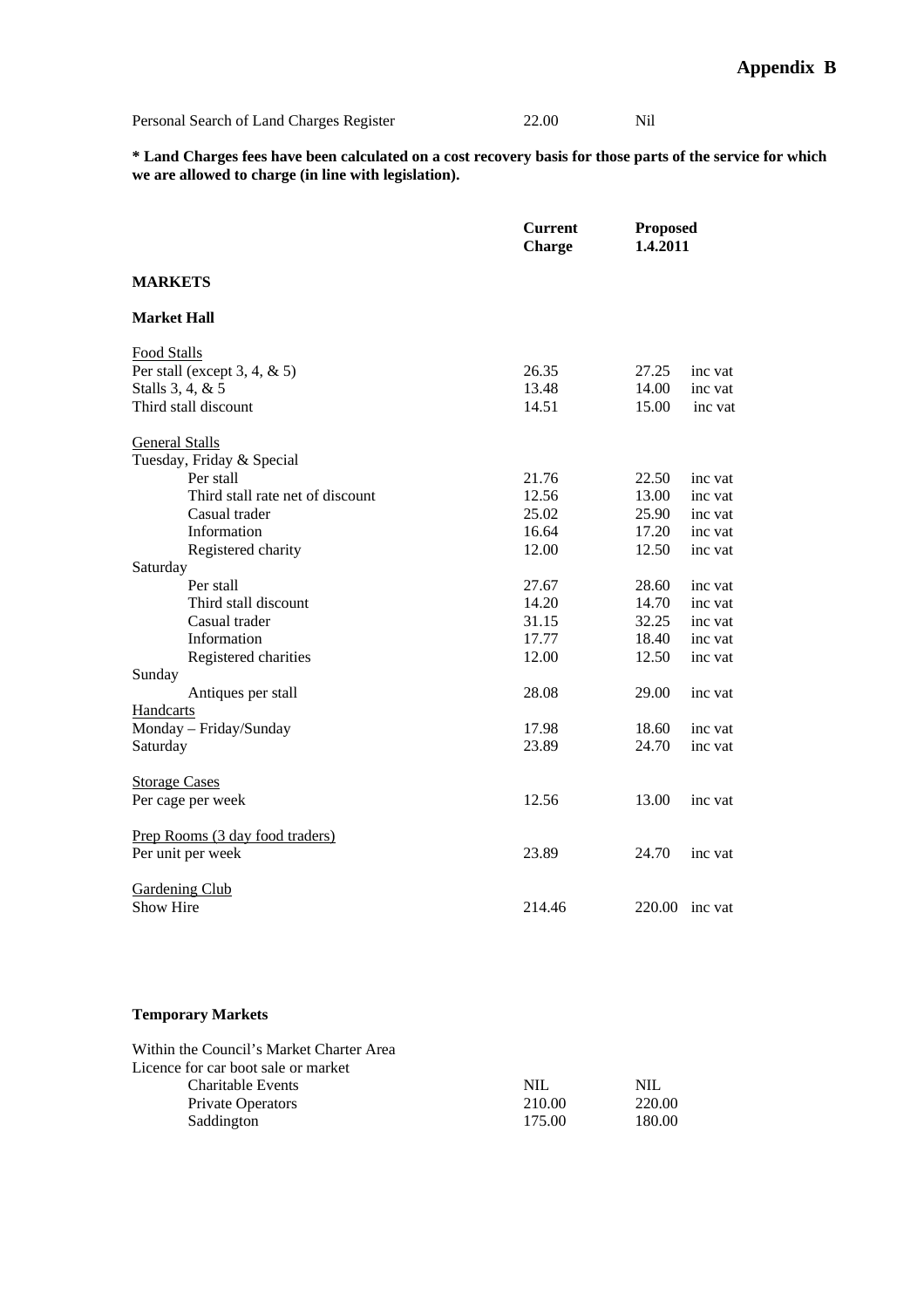# Appendix B

| | | |
|---|---|---|
| Personal Search of Land Charges Register | 22.00 | Nil |

**\* Land Charges fees have been calculated on a cost recovery basis for those parts of the service for which we are allowed to charge (in line with legislation).**

| | Current Charge | Proposed 1.4.2011 | |
|---|---|---|---|
| **MARKETS** | | | |
| **Market Hall** | | | |
| <u>Food Stalls</u> | | | |
| Per stall (except 3, 4, & 5) | 26.35 | 27.25 | inc vat |
| Stalls 3, 4, & 5 | 13.48 | 14.00 | inc vat |
| Third stall discount | 14.51 | 15.00 | inc vat |
| <u>General Stalls</u> | | | |
| Tuesday, Friday & Special | | | |
| Per stall | 21.76 | 22.50 | inc vat |
| Third stall rate net of discount | 12.56 | 13.00 | inc vat |
| Casual trader | 25.02 | 25.90 | inc vat |
| Information | 16.64 | 17.20 | inc vat |
| Registered charity | 12.00 | 12.50 | inc vat |
| Saturday | | | |
| Per stall | 27.67 | 28.60 | inc vat |
| Third stall discount | 14.20 | 14.70 | inc vat |
| Casual trader | 31.15 | 32.25 | inc vat |
| Information | 17.77 | 18.40 | inc vat |
| Registered charities | 12.00 | 12.50 | inc vat |
| Sunday | | | |
| Antiques per stall | 28.08 | 29.00 | inc vat |
| <u>Handcarts</u> | | | |
| Monday – Friday/Sunday | 17.98 | 18.60 | inc vat |
| Saturday | 23.89 | 24.70 | inc vat |
| <u>Storage Cases</u> | | | |
| Per cage per week | 12.56 | 13.00 | inc vat |
| <u>Prep Rooms (3 day food traders)</u> | | | |
| Per unit per week | 23.89 | 24.70 | inc vat |
| <u>Gardening Club</u> | | | |
| Show Hire | 214.46 | 220.00 | inc vat |

**Temporary Markets**

| | | |
|---|---|---|
| Within the Council's Market Charter Area | | |
| Licence for car boot sale or market | | |
| Charitable Events | NIL | NIL |
| Private Operators | 210.00 | 220.00 |
| Saddington | 175.00 | 180.00 |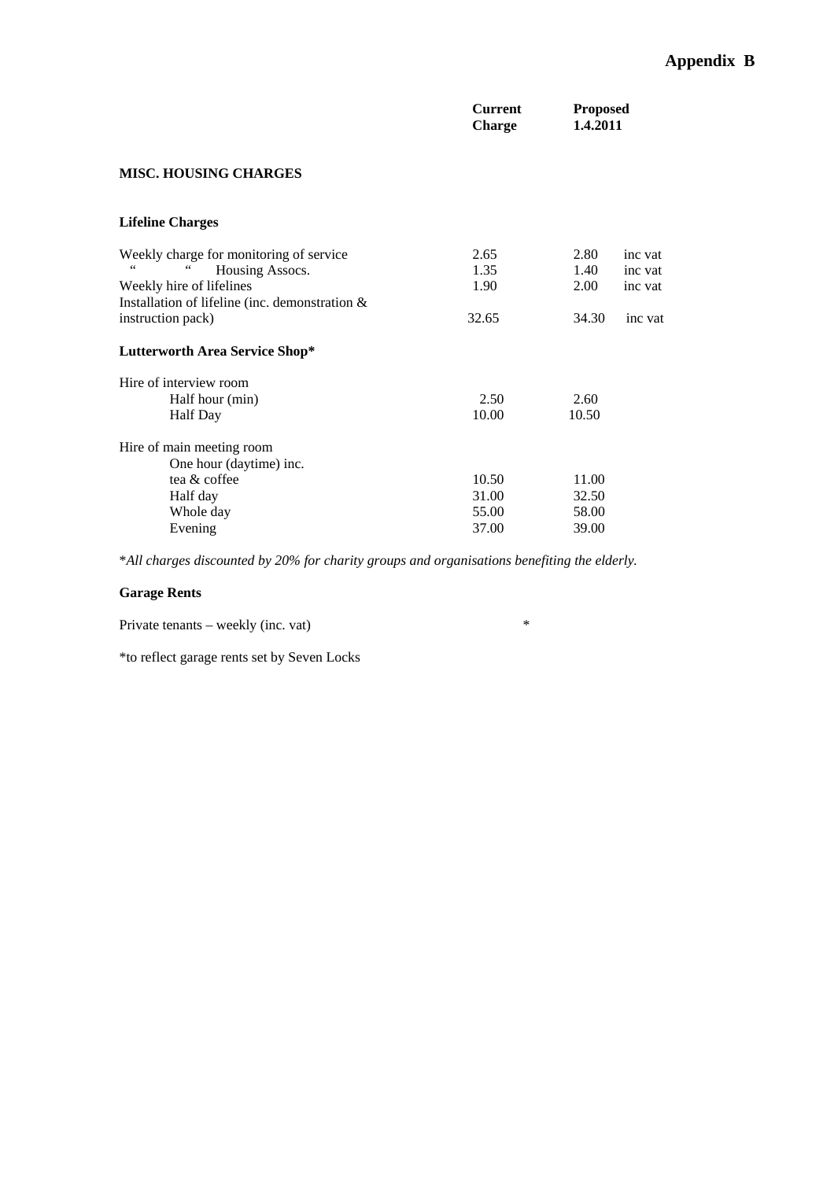# Appendix B

| | Current Charge | Proposed 1.4.2011 | |
|---|---|---|---|
| **MISC. HOUSING CHARGES** | | | |
| **Lifeline Charges** | | | |
| Weekly charge for monitoring of service | 2.65 | 2.80 | inc vat |
| " " Housing Assocs. | 1.35 | 1.40 | inc vat |
| Weekly hire of lifelines | 1.90 | 2.00 | inc vat |
| Installation of lifeline (inc. demonstration & instruction pack) | 32.65 | 34.30 | inc vat |
| **Lutterworth Area Service Shop*** | | | |
| Hire of interview room | | | |
| Half hour (min) | 2.50 | 2.60 | |
| Half Day | 10.00 | 10.50 | |
| Hire of main meeting room | | | |
| One hour (daytime) inc. tea & coffee | 10.50 | 11.00 | |
| Half day | 31.00 | 32.50 | |
| Whole day | 55.00 | 58.00 | |
| Evening | 37.00 | 39.00 | |

**All charges discounted by 20% for charity groups and organisations benefiting the elderly.*

**Garage Rents**

| | | |
|---|---|---|
| Private tenants – weekly (inc. vat) | * | |

*to reflect garage rents set by Seven Locks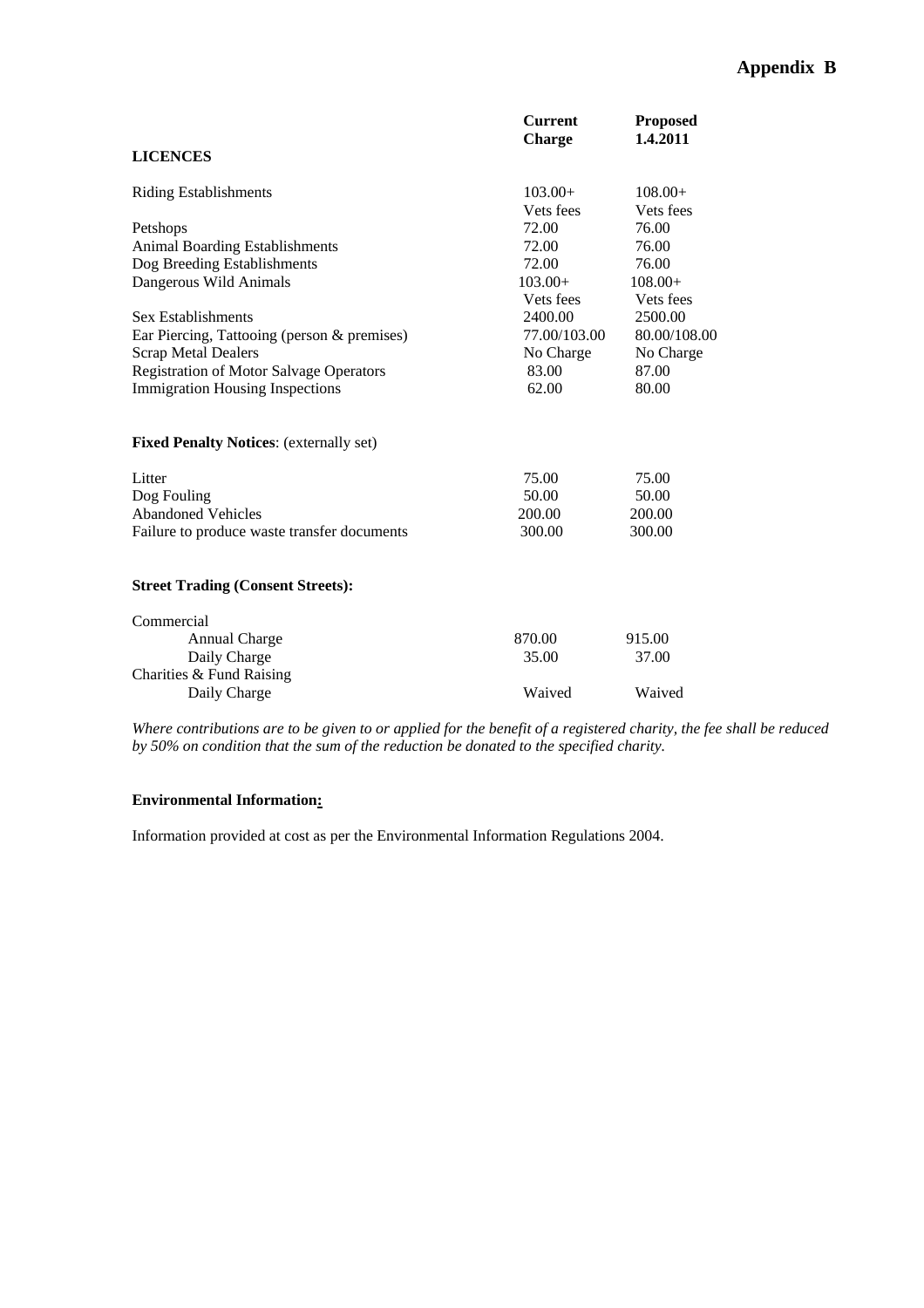**Appendix B**

| | Current Charge | Proposed 1.4.2011 |
|---|---|---|
| **LICENCES** | | |
| Riding Establishments | 103.00+ Vets fees | 108.00+ Vets fees |
| Petshops | 72.00 | 76.00 |
| Animal Boarding Establishments | 72.00 | 76.00 |
| Dog Breeding Establishments | 72.00 | 76.00 |
| Dangerous Wild Animals | 103.00+ Vets fees | 108.00+ Vets fees |
| Sex Establishments | 2400.00 | 2500.00 |
| Ear Piercing, Tattooing (person & premises) | 77.00/103.00 | 80.00/108.00 |
| Scrap Metal Dealers | No Charge | No Charge |
| Registration of Motor Salvage Operators | 83.00 | 87.00 |
| Immigration Housing Inspections | 62.00 | 80.00 |
| **Fixed Penalty Notices**: (externally set) | | |
| Litter | 75.00 | 75.00 |
| Dog Fouling | 50.00 | 50.00 |
| Abandoned Vehicles | 200.00 | 200.00 |
| Failure to produce waste transfer documents | 300.00 | 300.00 |
| **Street Trading (Consent Streets):** | | |
| Commercial | | |
| Annual Charge | 870.00 | 915.00 |
| Daily Charge | 35.00 | 37.00 |
| Charities & Fund Raising | | |
| Daily Charge | Waived | Waived |

*Where contributions are to be given to or applied for the benefit of a registered charity, the fee shall be reduced by 50% on condition that the sum of the reduction be donated to the specified charity.*

**Environmental Information:**

Information provided at cost as per the Environmental Information Regulations 2004.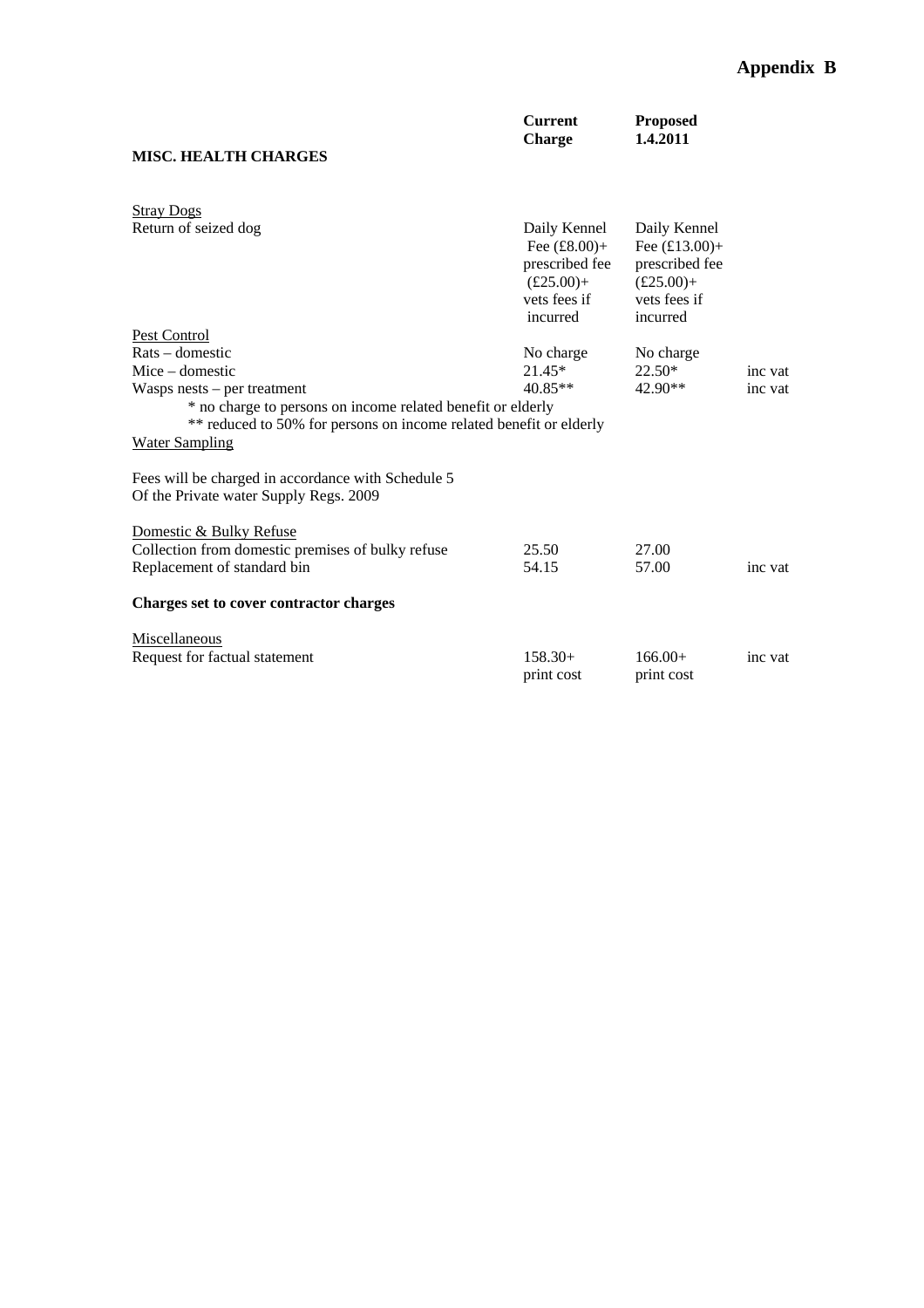**Appendix B**

| MISC. HEALTH CHARGES | Current Charge | Proposed 1.4.2011 | |
|---|---|---|---|
| Stray Dogs | | | |
| Return of seized dog | Daily Kennel Fee (£8.00)+ prescribed fee (£25.00)+ vets fees if incurred | Daily Kennel Fee (£13.00)+ prescribed fee (£25.00)+ vets fees if incurred | |
| Pest Control | | | |
| Rats – domestic | No charge | No charge | |
| Mice – domestic | 21.45* | 22.50* | inc vat |
| Wasps nests – per treatment | 40.85** | 42.90** | inc vat |

\* no charge to persons on income related benefit or elderly

\*\* reduced to 50% for persons on income related benefit or elderly

Water Sampling

Fees will be charged in accordance with Schedule 5
Of the Private water Supply Regs. 2009

| | Current Charge | Proposed 1.4.2011 | |
|---|---|---|---|
| Domestic & Bulky Refuse | | | |
| Collection from domestic premises of bulky refuse | 25.50 | 27.00 | |
| Replacement of standard bin | 54.15 | 57.00 | inc vat |

**Charges set to cover contractor charges**

| | Current Charge | Proposed 1.4.2011 | |
|---|---|---|---|
| Miscellaneous | | | |
| Request for factual statement | 158.30+ print cost | 166.00+ print cost | inc vat |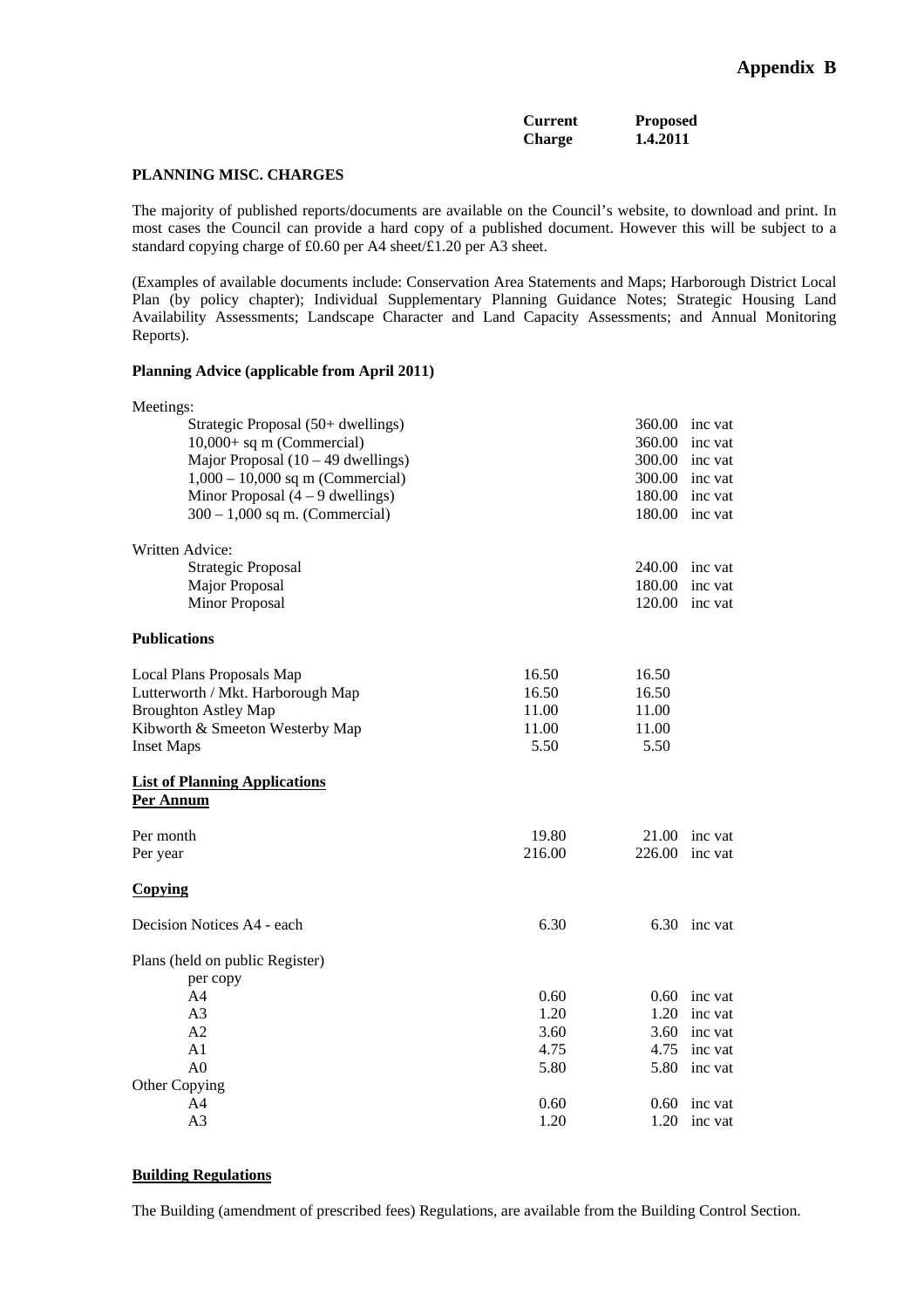# Appendix B

| | Current Charge | Proposed 1.4.2011 |
|---|---|---|

**PLANNING MISC. CHARGES**

The majority of published reports/documents are available on the Council's website, to download and print. In most cases the Council can provide a hard copy of a published document. However this will be subject to a standard copying charge of £0.60 per A4 sheet/£1.20 per A3 sheet.

(Examples of available documents include: Conservation Area Statements and Maps; Harborough District Local Plan (by policy chapter); Individual Supplementary Planning Guidance Notes; Strategic Housing Land Availability Assessments; Landscape Character and Land Capacity Assessments; and Annual Monitoring Reports).

**Planning Advice (applicable from April 2011)**

| | Current Charge | Proposed 1.4.2011 |
|---|---|---|
| Meetings: | | |
| Strategic Proposal (50+ dwellings) | | 360.00 inc vat |
| 10,000+ sq m (Commercial) | | 360.00 inc vat |
| Major Proposal (10 – 49 dwellings) | | 300.00 inc vat |
| 1,000 – 10,000 sq m (Commercial) | | 300.00 inc vat |
| Minor Proposal (4 – 9 dwellings) | | 180.00 inc vat |
| 300 – 1,000 sq m. (Commercial) | | 180.00 inc vat |
| Written Advice: | | |
| Strategic Proposal | | 240.00 inc vat |
| Major Proposal | | 180.00 inc vat |
| Minor Proposal | | 120.00 inc vat |

**Publications**

| | Current Charge | Proposed 1.4.2011 |
|---|---|---|
| Local Plans Proposals Map | 16.50 | 16.50 |
| Lutterworth / Mkt. Harborough Map | 16.50 | 16.50 |
| Broughton Astley Map | 11.00 | 11.00 |
| Kibworth & Smeeton Westerby Map | 11.00 | 11.00 |
| Inset Maps | 5.50 | 5.50 |

**List of Planning Applications**
**Per Annum**

| | Current Charge | Proposed 1.4.2011 |
|---|---|---|
| Per month | 19.80 | 21.00 inc vat |
| Per year | 216.00 | 226.00 inc vat |

**Copying**

| | Current Charge | Proposed 1.4.2011 |
|---|---|---|
| Decision Notices A4 - each | 6.30 | 6.30 inc vat |
| Plans (held on public Register) per copy | | |
| A4 | 0.60 | 0.60 inc vat |
| A3 | 1.20 | 1.20 inc vat |
| A2 | 3.60 | 3.60 inc vat |
| A1 | 4.75 | 4.75 inc vat |
| A0 | 5.80 | 5.80 inc vat |
| Other Copying | | |
| A4 | 0.60 | 0.60 inc vat |
| A3 | 1.20 | 1.20 inc vat |

**Building Regulations**

The Building (amendment of prescribed fees) Regulations, are available from the Building Control Section.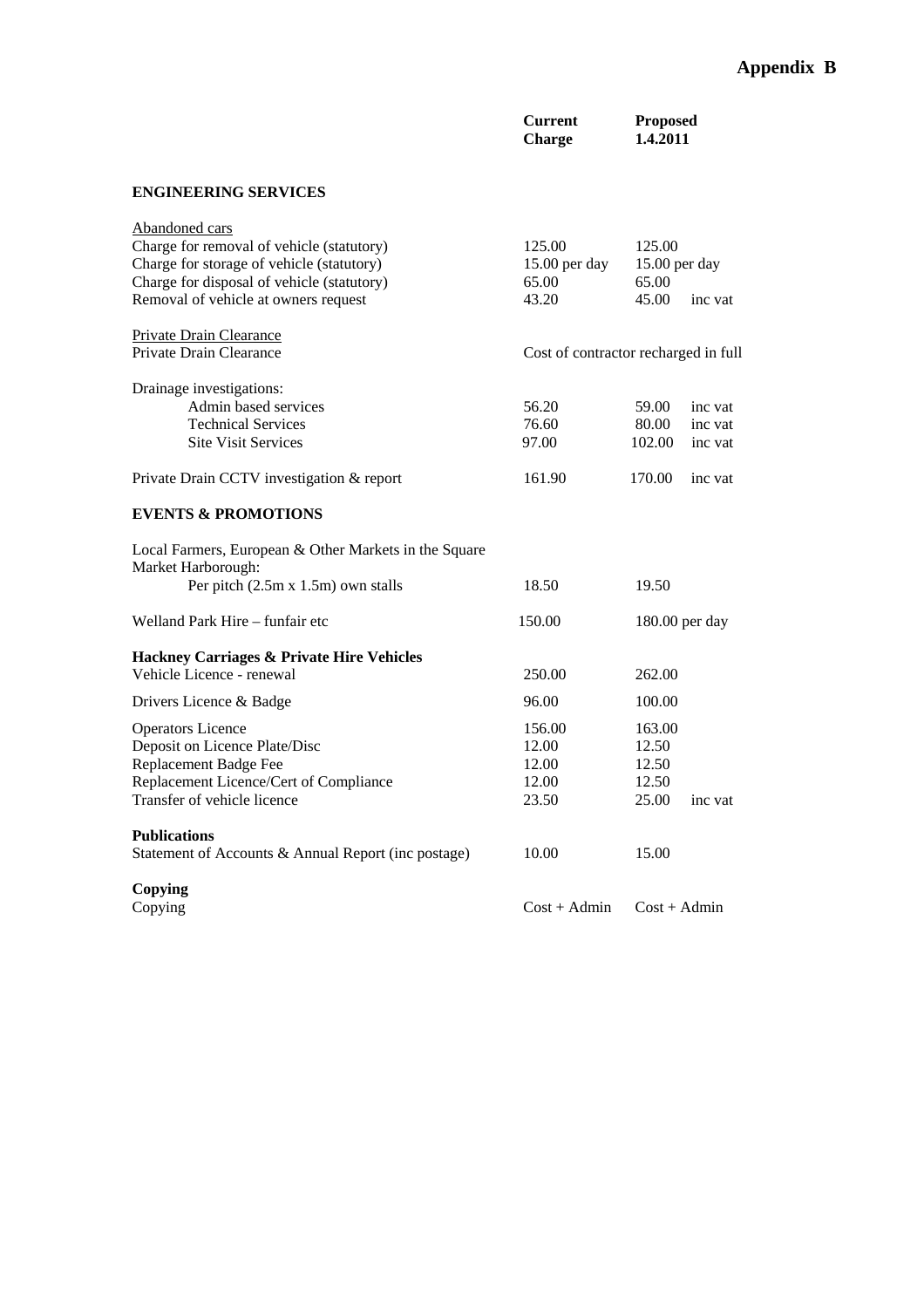**Appendix B**

| | Current Charge | Proposed 1.4.2011 | |
|---|---|---|---|
| **ENGINEERING SERVICES** | | | |
| Abandoned cars | | | |
| Charge for removal of vehicle (statutory) | 125.00 | 125.00 | |
| Charge for storage of vehicle (statutory) | 15.00 per day | 15.00 per day | |
| Charge for disposal of vehicle (statutory) | 65.00 | 65.00 | |
| Removal of vehicle at owners request | 43.20 | 45.00 | inc vat |
| Private Drain Clearance | | | |
| Private Drain Clearance | Cost of contractor recharged in full | | |
| Drainage investigations: | | | |
| Admin based services | 56.20 | 59.00 | inc vat |
| Technical Services | 76.60 | 80.00 | inc vat |
| Site Visit Services | 97.00 | 102.00 | inc vat |
| Private Drain CCTV investigation & report | 161.90 | 170.00 | inc vat |
| **EVENTS & PROMOTIONS** | | | |
| Local Farmers, European & Other Markets in the Square Market Harborough: | | | |
| Per pitch (2.5m x 1.5m) own stalls | 18.50 | 19.50 | |
| Welland Park Hire – funfair etc | 150.00 | 180.00 per day | |
| **Hackney Carriages & Private Hire Vehicles** | | | |
| Vehicle Licence - renewal | 250.00 | 262.00 | |
| Drivers Licence & Badge | 96.00 | 100.00 | |
| Operators Licence | 156.00 | 163.00 | |
| Deposit on Licence Plate/Disc | 12.00 | 12.50 | |
| Replacement Badge Fee | 12.00 | 12.50 | |
| Replacement Licence/Cert of Compliance | 12.00 | 12.50 | |
| Transfer of vehicle licence | 23.50 | 25.00 | inc vat |
| **Publications** | | | |
| Statement of Accounts & Annual Report (inc postage) | 10.00 | 15.00 | |
| **Copying** | | | |
| Copying | Cost + Admin | Cost + Admin | |